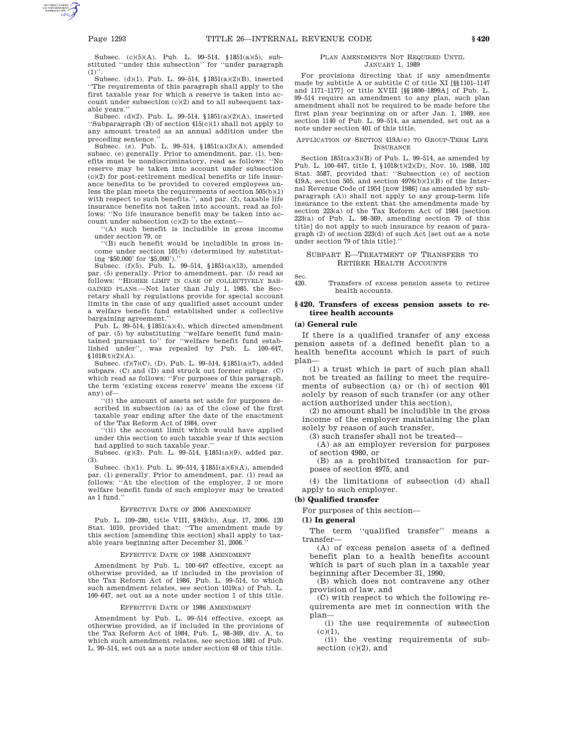Subsec. (c)(5)(A). Pub. L. 99–514, §1851(a)(5), substituted ''under this subsection'' for ''under paragraph (1)''.

Subsec. (d)(1). Pub. L. 99–514, §1851(a)(2)(B), inserted ''The requirements of this paragraph shall apply to the first taxable year for which a reserve is taken into account under subsection (c)(2) and to all subsequent taxable years.''

Subsec. (d)(2). Pub. L. 99–514, §1851(a)(2)(A), inserted ''Subparagraph (B) of section 415(c)(1) shall not apply to any amount treated as an annual addition under the preceding sentence.''

Subsec. (e). Pub. L. 99–514, §1851(a)(3)(A), amended subsec. (e) generally. Prior to amendment, par. (1), benefits must be nondiscriminatory, read as follows: ''No reserve may be taken into account under subsection (c)(2) for post-retirement medical benefits or life insurance benefits to be provided to covered employees unless the plan meets the requirements of section 505(b)(1) with respect to such benefits.'', and par. (2), taxable life insurance benefits not taken into account, read as follows: ''No life insurance benefit may be taken into account under subsection (c)(2) to the extent—

''(A) such benefit is includible in gross income under section 79, or

''(B) such benefit would be includible in gross income under section 101(b) (determined by substituting '$50,000' for '$5,000').''

Subsec. (f)(5). Pub. L. 99–514, §1851(a)(13), amended par. (5) generally. Prior to amendment, par. (5) read as follows: ''HIGHER LIMIT IN CASE OF COLLECTIVELY BARGAINED PLANS.—Not later than July 1, 1985, the Secretary shall by regulations provide for special account limits in the case of any qualified asset account under a welfare benefit fund established under a collective bargaining agreement.''

Pub. L. 99–514, §1851(a)(4), which directed amendment of par. (5) by substituting ''welfare benefit fund maintained pursuant to'' for ''welfare benefit fund established under'', was repealed by Pub. L. 100–647, §1018(t)(2)(A).

Subsec. (f)(7)(C), (D). Pub. L. 99–514, §1851(a)(7), added subpars. (C) and (D) and struck out former subpar. (C) which read as follows: ''For purposes of this paragraph, the term 'existing excess reserve' means the excess (if any) of—

''(i) the amount of assets set aside for purposes described in subsection (a) as of the close of the first taxable year ending after the date of the enactment of the Tax Reform Act of 1984, over

''(ii) the account limit which would have applied under this section to such taxable year if this section had applied to such taxable year.''

Subsec. (g)(3). Pub. L. 99–514, §1851(a)(9), added par. (3).

Subsec. (h)(1). Pub. L. 99–514, §1851(a)(6)(A), amended par. (1) generally. Prior to amendment, par. (1) read as follows: ''At the election of the employer, 2 or more welfare benefit funds of such employer may be treated as 1 fund.''

EFFECTIVE DATE OF 2006 AMENDMENT

Pub. L. 109–280, title VIII, §843(b), Aug. 17, 2006, 120 Stat. 1010, provided that: ''The amendment made by this section [amending this section] shall apply to taxable years beginning after December 31, 2006.''

EFFECTIVE DATE OF 1988 AMENDMENT

Amendment by Pub. L. 100–647 effective, except as otherwise provided, as if included in the provision of the Tax Reform Act of 1986, Pub. L. 99–514, to which such amendment relates, see section 1019(a) of Pub. L. 100–647, set out as a note under section 1 of this title.

EFFECTIVE DATE OF 1986 AMENDMENT

Amendment by Pub. L. 99–514 effective, except as otherwise provided, as if included in the provisions of the Tax Reform Act of 1984, Pub. L. 98–369, div. A, to which such amendment relates, see section 1881 of Pub. L. 99–514, set out as a note under section 48 of this title.

PLAN AMENDMENTS NOT REQUIRED UNTIL JANUARY 1, 1989

For provisions directing that if any amendments made by subtitle A or subtitle C of title XI [§§1101–1147 and 1171–1177] or title XVIII [§§1800–1899A] of Pub. L. 99–514 require an amendment to any plan, such plan amendment shall not be required to be made before the first plan year beginning on or after Jan. 1, 1989, see section 1140 of Pub. L. 99–514, as amended, set out as a note under section 401 of this title.

APPLICATION OF SECTION 419A(e) TO GROUP-TERM LIFE INSURANCE

Section 1851(a)(3)(B) of Pub. L. 99–514, as amended by Pub. L. 100–647, title I, §1018(t)(2)(D), Nov. 10, 1988, 102 Stat. 3587, provided that: ''Subsection (e) of section 419A, section 505, and section 4976(b)(1)(B) of the Internal Revenue Code of 1954 [now 1986] (as amended by subparagraph (A)) shall not apply to any group-term life insurance to the extent that the amendments made by section 223(a) of the Tax Reform Act of 1984 [section 223(a) of Pub. L. 98–369, amending section 79 of this title] do not apply to such insurance by reason of paragraph (2) of section 223(d) of such Act [set out as a note under section 79 of this title].''

## SUBPART E—TREATMENT OF TRANSFERS TO RETIREE HEALTH ACCOUNTS

Sec.
420. Transfers of excess pension assets to retiree health accounts.

## §420. Transfers of excess pension assets to retiree health accounts

### (a) General rule

If there is a qualified transfer of any excess pension assets of a defined benefit plan to a health benefits account which is part of such plan—

(1) a trust which is part of such plan shall not be treated as failing to meet the requirements of subsection (a) or (h) of section 401 solely by reason of such transfer (or any other action authorized under this section),

(2) no amount shall be includible in the gross income of the employer maintaining the plan solely by reason of such transfer,

(3) such transfer shall not be treated—

(A) as an employer reversion for purposes of section 4980, or

(B) as a prohibited transaction for purposes of section 4975, and

(4) the limitations of subsection (d) shall apply to such employer.

### (b) Qualified transfer

For purposes of this section—

#### (1) In general

The term ''qualified transfer'' means a transfer—

(A) of excess pension assets of a defined benefit plan to a health benefits account which is part of such plan in a taxable year beginning after December 31, 1990,

(B) which does not contravene any other provision of law, and

(C) with respect to which the following requirements are met in connection with the plan—

(i) the use requirements of subsection (c)(1),

(ii) the vesting requirements of subsection (c)(2), and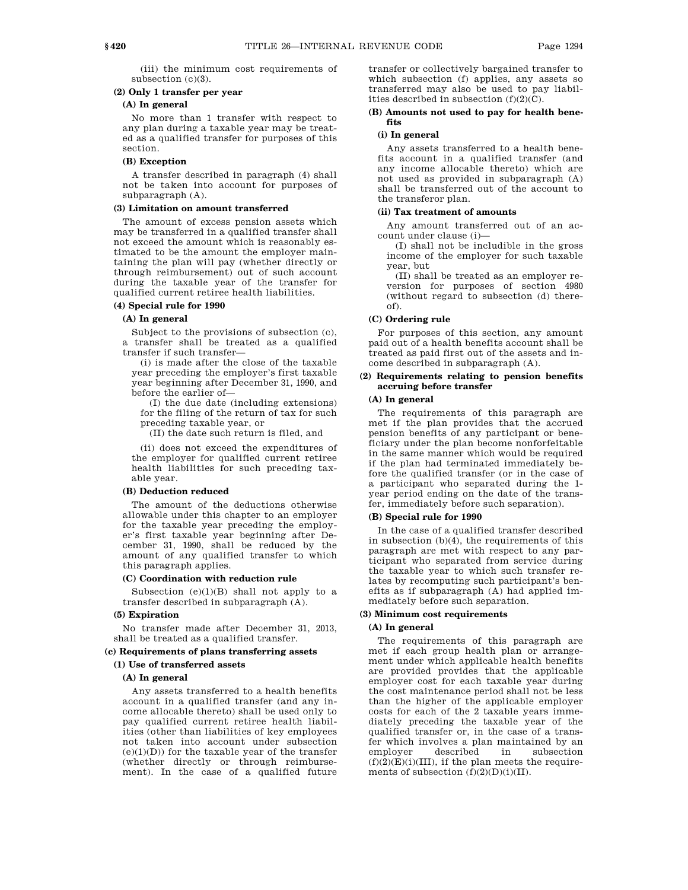(iii) the minimum cost requirements of subsection (c)(3).

**(2) Only 1 transfer per year**

**(A) In general**

No more than 1 transfer with respect to any plan during a taxable year may be treated as a qualified transfer for purposes of this section.

**(B) Exception**

A transfer described in paragraph (4) shall not be taken into account for purposes of subparagraph (A).

**(3) Limitation on amount transferred**

The amount of excess pension assets which may be transferred in a qualified transfer shall not exceed the amount which is reasonably estimated to be the amount the employer maintaining the plan will pay (whether directly or through reimbursement) out of such account during the taxable year of the transfer for qualified current retiree health liabilities.

**(4) Special rule for 1990**

**(A) In general**

Subject to the provisions of subsection (c), a transfer shall be treated as a qualified transfer if such transfer—

(i) is made after the close of the taxable year preceding the employer's first taxable year beginning after December 31, 1990, and before the earlier of—

(I) the due date (including extensions) for the filing of the return of tax for such preceding taxable year, or

(II) the date such return is filed, and

(ii) does not exceed the expenditures of the employer for qualified current retiree health liabilities for such preceding taxable year.

**(B) Deduction reduced**

The amount of the deductions otherwise allowable under this chapter to an employer for the taxable year preceding the employer's first taxable year beginning after December 31, 1990, shall be reduced by the amount of any qualified transfer to which this paragraph applies.

**(C) Coordination with reduction rule**

Subsection (e)(1)(B) shall not apply to a transfer described in subparagraph (A).

**(5) Expiration**

No transfer made after December 31, 2013, shall be treated as a qualified transfer.

**(c) Requirements of plans transferring assets**

**(1) Use of transferred assets**

**(A) In general**

Any assets transferred to a health benefits account in a qualified transfer (and any income allocable thereto) shall be used only to pay qualified current retiree health liabilities (other than liabilities of key employees not taken into account under subsection (e)(1)(D)) for the taxable year of the transfer (whether directly or through reimbursement). In the case of a qualified future transfer or collectively bargained transfer to which subsection (f) applies, any assets so transferred may also be used to pay liabilities described in subsection (f)(2)(C).

**(B) Amounts not used to pay for health benefits**

**(i) In general**

Any assets transferred to a health benefits account in a qualified transfer (and any income allocable thereto) which are not used as provided in subparagraph (A) shall be transferred out of the account to the transferor plan.

**(ii) Tax treatment of amounts**

Any amount transferred out of an account under clause (i)—

(I) shall not be includible in the gross income of the employer for such taxable year, but

(II) shall be treated as an employer reversion for purposes of section 4980 (without regard to subsection (d) thereof).

**(C) Ordering rule**

For purposes of this section, any amount paid out of a health benefits account shall be treated as paid first out of the assets and income described in subparagraph (A).

**(2) Requirements relating to pension benefits accruing before transfer**

**(A) In general**

The requirements of this paragraph are met if the plan provides that the accrued pension benefits of any participant or beneficiary under the plan become nonforfeitable in the same manner which would be required if the plan had terminated immediately before the qualified transfer (or in the case of a participant who separated during the 1-year period ending on the date of the transfer, immediately before such separation).

**(B) Special rule for 1990**

In the case of a qualified transfer described in subsection (b)(4), the requirements of this paragraph are met with respect to any participant who separated from service during the taxable year to which such transfer relates by recomputing such participant's benefits as if subparagraph (A) had applied immediately before such separation.

**(3) Minimum cost requirements**

**(A) In general**

The requirements of this paragraph are met if each group health plan or arrangement under which applicable health benefits are provided provides that the applicable employer cost for each taxable year during the cost maintenance period shall not be less than the higher of the applicable employer costs for each of the 2 taxable years immediately preceding the taxable year of the qualified transfer or, in the case of a transfer which involves a plan maintained by an employer described in subsection (f)(2)(E)(i)(III), if the plan meets the requirements of subsection (f)(2)(D)(i)(II).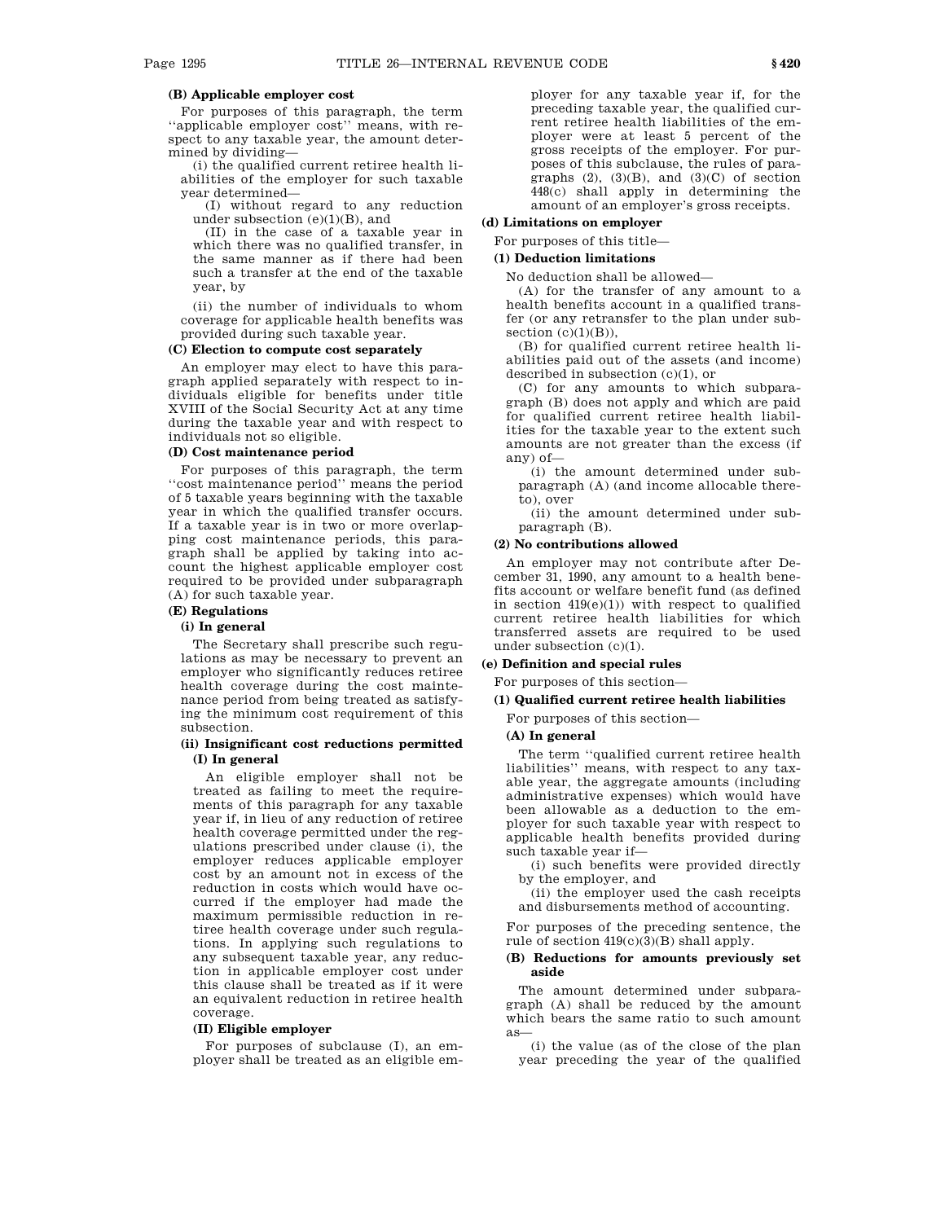**(B) Applicable employer cost**

For purposes of this paragraph, the term ''applicable employer cost'' means, with respect to any taxable year, the amount determined by dividing—

(i) the qualified current retiree health liabilities of the employer for such taxable year determined—

(I) without regard to any reduction under subsection (e)(1)(B), and

(II) in the case of a taxable year in which there was no qualified transfer, in the same manner as if there had been such a transfer at the end of the taxable year, by

(ii) the number of individuals to whom coverage for applicable health benefits was provided during such taxable year.

**(C) Election to compute cost separately**

An employer may elect to have this paragraph applied separately with respect to individuals eligible for benefits under title XVIII of the Social Security Act at any time during the taxable year and with respect to individuals not so eligible.

**(D) Cost maintenance period**

For purposes of this paragraph, the term ''cost maintenance period'' means the period of 5 taxable years beginning with the taxable year in which the qualified transfer occurs. If a taxable year is in two or more overlapping cost maintenance periods, this paragraph shall be applied by taking into account the highest applicable employer cost required to be provided under subparagraph (A) for such taxable year.

**(E) Regulations**

**(i) In general**

The Secretary shall prescribe such regulations as may be necessary to prevent an employer who significantly reduces retiree health coverage during the cost maintenance period from being treated as satisfying the minimum cost requirement of this subsection.

**(ii) Insignificant cost reductions permitted**

**(I) In general**

An eligible employer shall not be treated as failing to meet the requirements of this paragraph for any taxable year if, in lieu of any reduction of retiree health coverage permitted under the regulations prescribed under clause (i), the employer reduces applicable employer cost by an amount not in excess of the reduction in costs which would have occurred if the employer had made the maximum permissible reduction in retiree health coverage under such regulations. In applying such regulations to any subsequent taxable year, any reduction in applicable employer cost under this clause shall be treated as if it were an equivalent reduction in retiree health coverage.

**(II) Eligible employer**

For purposes of subclause (I), an employer shall be treated as an eligible employer for any taxable year if, for the preceding taxable year, the qualified current retiree health liabilities of the employer were at least 5 percent of the gross receipts of the employer. For purposes of this subclause, the rules of paragraphs (2), (3)(B), and (3)(C) of section 448(c) shall apply in determining the amount of an employer's gross receipts.

**(d) Limitations on employer**

For purposes of this title—

**(1) Deduction limitations**

No deduction shall be allowed—

(A) for the transfer of any amount to a health benefits account in a qualified transfer (or any retransfer to the plan under subsection (c)(1)(B)),

(B) for qualified current retiree health liabilities paid out of the assets (and income) described in subsection (c)(1), or

(C) for any amounts to which subparagraph (B) does not apply and which are paid for qualified current retiree health liabilities for the taxable year to the extent such amounts are not greater than the excess (if any) of—

(i) the amount determined under subparagraph (A) (and income allocable thereto), over

(ii) the amount determined under subparagraph (B).

**(2) No contributions allowed**

An employer may not contribute after December 31, 1990, any amount to a health benefits account or welfare benefit fund (as defined in section 419(e)(1)) with respect to qualified current retiree health liabilities for which transferred assets are required to be used under subsection (c)(1).

**(e) Definition and special rules**

For purposes of this section—

**(1) Qualified current retiree health liabilities**

For purposes of this section—

**(A) In general**

The term ''qualified current retiree health liabilities'' means, with respect to any taxable year, the aggregate amounts (including administrative expenses) which would have been allowable as a deduction to the employer for such taxable year with respect to applicable health benefits provided during such taxable year if—

(i) such benefits were provided directly by the employer, and

(ii) the employer used the cash receipts and disbursements method of accounting.

For purposes of the preceding sentence, the rule of section 419(c)(3)(B) shall apply.

**(B) Reductions for amounts previously set aside**

The amount determined under subparagraph (A) shall be reduced by the amount which bears the same ratio to such amount as—

(i) the value (as of the close of the plan year preceding the year of the qualified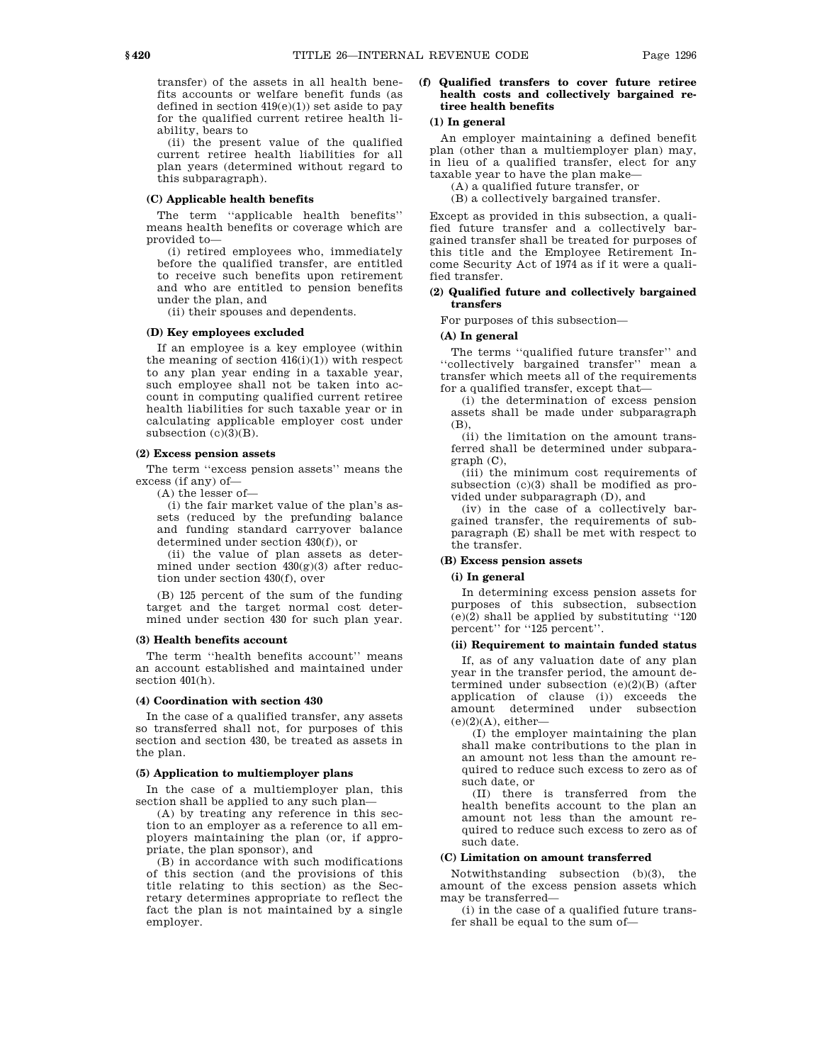transfer) of the assets in all health benefits accounts or welfare benefit funds (as defined in section 419(e)(1)) set aside to pay for the qualified current retiree health liability, bears to

(ii) the present value of the qualified current retiree health liabilities for all plan years (determined without regard to this subparagraph).

**(C) Applicable health benefits**

The term "applicable health benefits" means health benefits or coverage which are provided to—

(i) retired employees who, immediately before the qualified transfer, are entitled to receive such benefits upon retirement and who are entitled to pension benefits under the plan, and

(ii) their spouses and dependents.

**(D) Key employees excluded**

If an employee is a key employee (within the meaning of section 416(i)(1)) with respect to any plan year ending in a taxable year, such employee shall not be taken into account in computing qualified current retiree health liabilities for such taxable year or in calculating applicable employer cost under subsection (c)(3)(B).

**(2) Excess pension assets**

The term "excess pension assets" means the excess (if any) of—

(A) the lesser of—

(i) the fair market value of the plan's assets (reduced by the prefunding balance and funding standard carryover balance determined under section 430(f)), or

(ii) the value of plan assets as determined under section 430(g)(3) after reduction under section 430(f), over

(B) 125 percent of the sum of the funding target and the target normal cost determined under section 430 for such plan year.

**(3) Health benefits account**

The term "health benefits account" means an account established and maintained under section 401(h).

**(4) Coordination with section 430**

In the case of a qualified transfer, any assets so transferred shall not, for purposes of this section and section 430, be treated as assets in the plan.

**(5) Application to multiemployer plans**

In the case of a multiemployer plan, this section shall be applied to any such plan—

(A) by treating any reference in this section to an employer as a reference to all employers maintaining the plan (or, if appropriate, the plan sponsor), and

(B) in accordance with such modifications of this section (and the provisions of this title relating to this section) as the Secretary determines appropriate to reflect the fact the plan is not maintained by a single employer.

**(f) Qualified transfers to cover future retiree health costs and collectively bargained retiree health benefits**

**(1) In general**

An employer maintaining a defined benefit plan (other than a multiemployer plan) may, in lieu of a qualified transfer, elect for any taxable year to have the plan make—

(A) a qualified future transfer, or

(B) a collectively bargained transfer.

Except as provided in this subsection, a qualified future transfer and a collectively bargained transfer shall be treated for purposes of this title and the Employee Retirement Income Security Act of 1974 as if it were a qualified transfer.

**(2) Qualified future and collectively bargained transfers**

For purposes of this subsection—

**(A) In general**

The terms "qualified future transfer" and "collectively bargained transfer" mean a transfer which meets all of the requirements for a qualified transfer, except that—

(i) the determination of excess pension assets shall be made under subparagraph (B),

(ii) the limitation on the amount transferred shall be determined under subparagraph (C),

(iii) the minimum cost requirements of subsection (c)(3) shall be modified as provided under subparagraph (D), and

(iv) in the case of a collectively bargained transfer, the requirements of subparagraph (E) shall be met with respect to the transfer.

**(B) Excess pension assets**

**(i) In general**

In determining excess pension assets for purposes of this subsection, subsection (e)(2) shall be applied by substituting "120 percent" for "125 percent".

**(ii) Requirement to maintain funded status**

If, as of any valuation date of any plan year in the transfer period, the amount determined under subsection (e)(2)(B) (after application of clause (i)) exceeds the amount determined under subsection (e)(2)(A), either—

(I) the employer maintaining the plan shall make contributions to the plan in an amount not less than the amount required to reduce such excess to zero as of such date, or

(II) there is transferred from the health benefits account to the plan an amount not less than the amount required to reduce such excess to zero as of such date.

**(C) Limitation on amount transferred**

Notwithstanding subsection (b)(3), the amount of the excess pension assets which may be transferred—

(i) in the case of a qualified future transfer shall be equal to the sum of—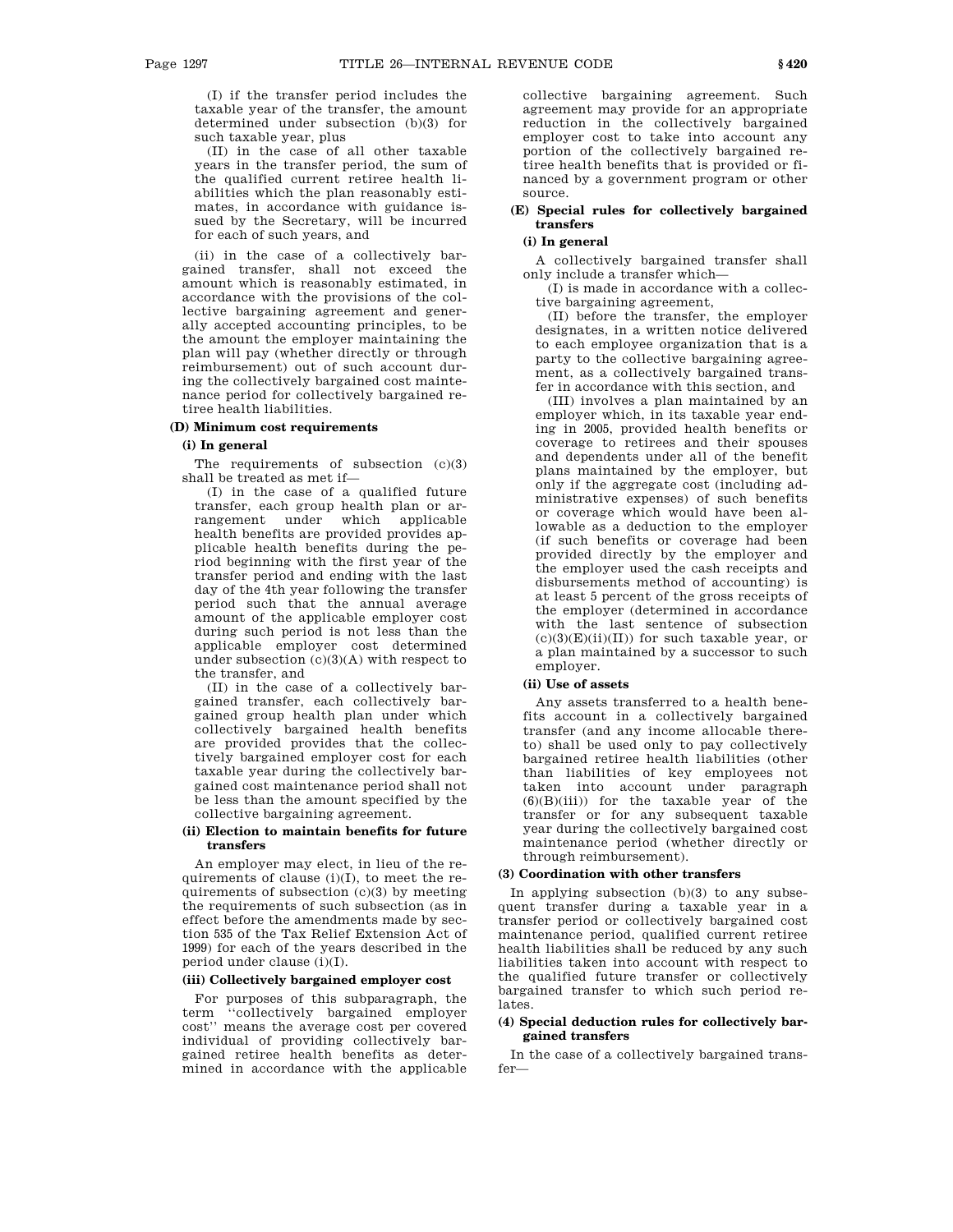(I) if the transfer period includes the taxable year of the transfer, the amount determined under subsection (b)(3) for such taxable year, plus

(II) in the case of all other taxable years in the transfer period, the sum of the qualified current retiree health liabilities which the plan reasonably estimates, in accordance with guidance issued by the Secretary, will be incurred for each of such years, and

(ii) in the case of a collectively bargained transfer, shall not exceed the amount which is reasonably estimated, in accordance with the provisions of the collective bargaining agreement and generally accepted accounting principles, to be the amount the employer maintaining the plan will pay (whether directly or through reimbursement) out of such account during the collectively bargained cost maintenance period for collectively bargained retiree health liabilities.

**(D) Minimum cost requirements**

**(i) In general**

The requirements of subsection (c)(3) shall be treated as met if—

(I) in the case of a qualified future transfer, each group health plan or arrangement under which applicable health benefits are provided provides applicable health benefits during the period beginning with the first year of the transfer period and ending with the last day of the 4th year following the transfer period such that the annual average amount of the applicable employer cost during such period is not less than the applicable employer cost determined under subsection (c)(3)(A) with respect to the transfer, and

(II) in the case of a collectively bargained transfer, each collectively bargained group health plan under which collectively bargained health benefits are provided provides that the collectively bargained employer cost for each taxable year during the collectively bargained cost maintenance period shall not be less than the amount specified by the collective bargaining agreement.

**(ii) Election to maintain benefits for future transfers**

An employer may elect, in lieu of the requirements of clause (i)(I), to meet the requirements of subsection (c)(3) by meeting the requirements of such subsection (as in effect before the amendments made by section 535 of the Tax Relief Extension Act of 1999) for each of the years described in the period under clause (i)(I).

**(iii) Collectively bargained employer cost**

For purposes of this subparagraph, the term ''collectively bargained employer cost'' means the average cost per covered individual of providing collectively bargained retiree health benefits as determined in accordance with the applicable collective bargaining agreement. Such agreement may provide for an appropriate reduction in the collectively bargained employer cost to take into account any portion of the collectively bargained retiree health benefits that is provided or financed by a government program or other source.

**(E) Special rules for collectively bargained transfers**

**(i) In general**

A collectively bargained transfer shall only include a transfer which—

(I) is made in accordance with a collective bargaining agreement,

(II) before the transfer, the employer designates, in a written notice delivered to each employee organization that is a party to the collective bargaining agreement, as a collectively bargained transfer in accordance with this section, and

(III) involves a plan maintained by an employer which, in its taxable year ending in 2005, provided health benefits or coverage to retirees and their spouses and dependents under all of the benefit plans maintained by the employer, but only if the aggregate cost (including administrative expenses) of such benefits or coverage which would have been allowable as a deduction to the employer (if such benefits or coverage had been provided directly by the employer and the employer used the cash receipts and disbursements method of accounting) is at least 5 percent of the gross receipts of the employer (determined in accordance with the last sentence of subsection (c)(3)(E)(ii)(II)) for such taxable year, or a plan maintained by a successor to such employer.

**(ii) Use of assets**

Any assets transferred to a health benefits account in a collectively bargained transfer (and any income allocable thereto) shall be used only to pay collectively bargained retiree health liabilities (other than liabilities of key employees not taken into account under paragraph (6)(B)(iii)) for the taxable year of the transfer or for any subsequent taxable year during the collectively bargained cost maintenance period (whether directly or through reimbursement).

**(3) Coordination with other transfers**

In applying subsection (b)(3) to any subsequent transfer during a taxable year in a transfer period or collectively bargained cost maintenance period, qualified current retiree health liabilities shall be reduced by any such liabilities taken into account with respect to the qualified future transfer or collectively bargained transfer to which such period relates.

**(4) Special deduction rules for collectively bargained transfers**

In the case of a collectively bargained transfer—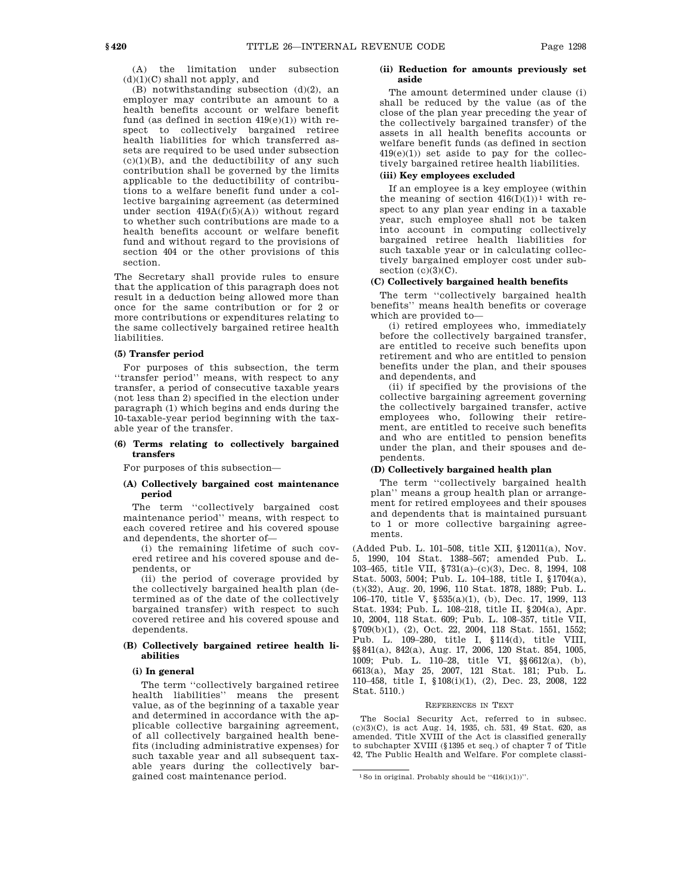(A) the limitation under subsection (d)(1)(C) shall not apply, and

(B) notwithstanding subsection (d)(2), an employer may contribute an amount to a health benefits account or welfare benefit fund (as defined in section 419(e)(1)) with respect to collectively bargained retiree health liabilities for which transferred assets are required to be used under subsection (c)(1)(B), and the deductibility of any such contribution shall be governed by the limits applicable to the deductibility of contributions to a welfare benefit fund under a collective bargaining agreement (as determined under section 419A(f)(5)(A)) without regard to whether such contributions are made to a health benefits account or welfare benefit fund and without regard to the provisions of section 404 or the other provisions of this section.

The Secretary shall provide rules to ensure that the application of this paragraph does not result in a deduction being allowed more than once for the same contribution or for 2 or more contributions or expenditures relating to the same collectively bargained retiree health liabilities.

**(5) Transfer period**

For purposes of this subsection, the term ''transfer period'' means, with respect to any transfer, a period of consecutive taxable years (not less than 2) specified in the election under paragraph (1) which begins and ends during the 10-taxable-year period beginning with the taxable year of the transfer.

**(6) Terms relating to collectively bargained transfers**

For purposes of this subsection—

**(A) Collectively bargained cost maintenance period**

The term ''collectively bargained cost maintenance period'' means, with respect to each covered retiree and his covered spouse and dependents, the shorter of—

(i) the remaining lifetime of such covered retiree and his covered spouse and dependents, or

(ii) the period of coverage provided by the collectively bargained health plan (determined as of the date of the collectively bargained transfer) with respect to such covered retiree and his covered spouse and dependents.

**(B) Collectively bargained retiree health liabilities**

**(i) In general**

The term ''collectively bargained retiree health liabilities'' means the present value, as of the beginning of a taxable year and determined in accordance with the applicable collective bargaining agreement, of all collectively bargained health benefits (including administrative expenses) for such taxable year and all subsequent taxable years during the collectively bargained cost maintenance period.

**(ii) Reduction for amounts previously set aside**

The amount determined under clause (i) shall be reduced by the value (as of the close of the plan year preceding the year of the collectively bargained transfer) of the assets in all health benefits accounts or welfare benefit funds (as defined in section 419(e)(1)) set aside to pay for the collectively bargained retiree health liabilities.

**(iii) Key employees excluded**

If an employee is a key employee (within the meaning of section 416(I)(1))[1] with respect to any plan year ending in a taxable year, such employee shall not be taken into account in computing collectively bargained retiree health liabilities for such taxable year or in calculating collectively bargained employer cost under subsection (c)(3)(C).

**(C) Collectively bargained health benefits**

The term ''collectively bargained health benefits'' means health benefits or coverage which are provided to—

(i) retired employees who, immediately before the collectively bargained transfer, are entitled to receive such benefits upon retirement and who are entitled to pension benefits under the plan, and their spouses and dependents, and

(ii) if specified by the provisions of the collective bargaining agreement governing the collectively bargained transfer, active employees who, following their retirement, are entitled to receive such benefits and who are entitled to pension benefits under the plan, and their spouses and dependents.

**(D) Collectively bargained health plan**

The term ''collectively bargained health plan'' means a group health plan or arrangement for retired employees and their spouses and dependents that is maintained pursuant to 1 or more collective bargaining agreements.

(Added Pub. L. 101–508, title XII, §12011(a), Nov. 5, 1990, 104 Stat. 1388–567; amended Pub. L. 103–465, title VII, §731(a)–(c)(3), Dec. 8, 1994, 108 Stat. 5003, 5004; Pub. L. 104–188, title I, §1704(a), (t)(32), Aug. 20, 1996, 110 Stat. 1878, 1889; Pub. L. 106–170, title V, §535(a)(1), (b), Dec. 17, 1999, 113 Stat. 1934; Pub. L. 108–218, title II, §204(a), Apr. 10, 2004, 118 Stat. 609; Pub. L. 108–357, title VII, §709(b)(1), (2), Oct. 22, 2004, 118 Stat. 1551, 1552; Pub. L. 109–280, title I, §114(d), title VIII, §§841(a), 842(a), Aug. 17, 2006, 120 Stat. 854, 1005, 1009; Pub. L. 110–28, title VI, §§6612(a), (b), 6613(a), May 25, 2007, 121 Stat. 181; Pub. L. 110–458, title I, §108(i)(1), (2), Dec. 23, 2008, 122 Stat. 5110.)

REFERENCES IN TEXT

The Social Security Act, referred to in subsec. (c)(3)(C), is act Aug. 14, 1935, ch. 531, 49 Stat. 620, as amended. Title XVIII of the Act is classified generally to subchapter XVIII (§1395 et seq.) of chapter 7 of Title 42, The Public Health and Welfare. For complete classi-

[1] So in original. Probably should be ''416(i)(1))''.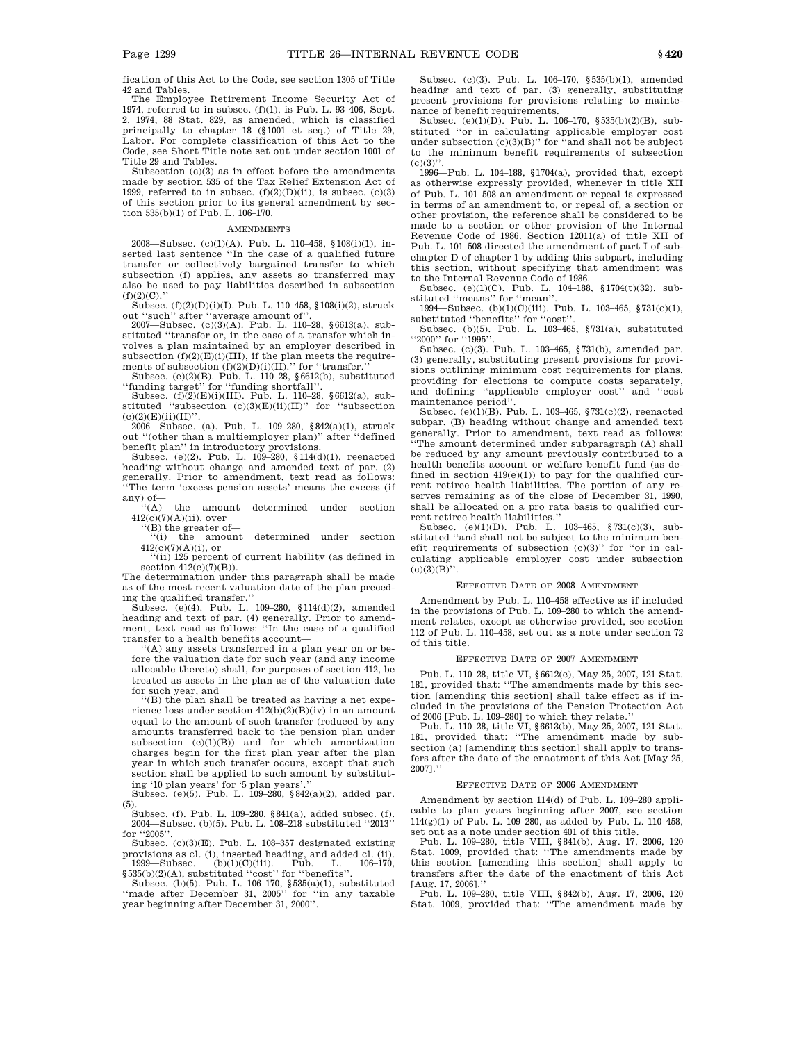fication of this Act to the Code, see section 1305 of Title 42 and Tables.

The Employee Retirement Income Security Act of 1974, referred to in subsec. (f)(1), is Pub. L. 93–406, Sept. 2, 1974, 88 Stat. 829, as amended, which is classified principally to chapter 18 (§1001 et seq.) of Title 29, Labor. For complete classification of this Act to the Code, see Short Title note set out under section 1001 of Title 29 and Tables.

Subsection (c)(3) as in effect before the amendments made by section 535 of the Tax Relief Extension Act of 1999, referred to in subsec. (f)(2)(D)(ii), is subsec. (c)(3) of this section prior to its general amendment by section 535(b)(1) of Pub. L. 106–170.

## AMENDMENTS

2008—Subsec. (c)(1)(A). Pub. L. 110–458, §108(i)(1), inserted last sentence "In the case of a qualified future transfer or collectively bargained transfer to which subsection (f) applies, any assets so transferred may also be used to pay liabilities described in subsection (f)(2)(C)."

Subsec. (f)(2)(D)(i)(I). Pub. L. 110–458, §108(i)(2), struck out "such" after "average amount of".

2007—Subsec. (c)(3)(A). Pub. L. 110–28, §6613(a), substituted "transfer or, in the case of a transfer which involves a plan maintained by an employer described in subsection (f)(2)(E)(i)(III), if the plan meets the requirements of subsection (f)(2)(D)(i)(II)." for "transfer."

Subsec. (e)(2)(B). Pub. L. 110–28, §6612(b), substituted "funding target" for "funding shortfall".

Subsec. (f)(2)(E)(i)(III). Pub. L. 110–28, §6612(a), substituted "subsection (c)(3)(E)(ii)(II)" for "subsection (c)(2)(E)(ii)(II)".

2006—Subsec. (a). Pub. L. 109–280, §842(a)(1), struck out "(other than a multiemployer plan)" after "defined benefit plan" in introductory provisions.

Subsec. (e)(2). Pub. L. 109–280, §114(d)(1), reenacted heading without change and amended text of par. (2) generally. Prior to amendment, text read as follows: "The term 'excess pension assets' means the excess (if any) of—

"(A) the amount determined under section 412(c)(7)(A)(ii), over

"(B) the greater of—

"(i) the amount determined under section 412(c)(7)(A)(i), or

"(ii) 125 percent of current liability (as defined in section 412(c)(7)(B)).

The determination under this paragraph shall be made as of the most recent valuation date of the plan preceding the qualified transfer."

Subsec. (e)(4). Pub. L. 109–280, §114(d)(2), amended heading and text of par. (4) generally. Prior to amendment, text read as follows: "In the case of a qualified transfer to a health benefits account—

"(A) any assets transferred in a plan year on or before the valuation date for such year (and any income allocable thereto) shall, for purposes of section 412, be treated as assets in the plan as of the valuation date for such year, and

"(B) the plan shall be treated as having a net experience loss under section 412(b)(2)(B)(iv) in an amount equal to the amount of such transfer (reduced by any amounts transferred back to the pension plan under subsection (c)(1)(B)) and for which amortization charges begin for the first plan year after the plan year in which such transfer occurs, except that such section shall be applied to such amount by substituting '10 plan years' for '5 plan years'."

Subsec. (e)(5). Pub. L. 109–280, §842(a)(2), added par. (5).

Subsec. (f). Pub. L. 109–280, §841(a), added subsec. (f).

2004—Subsec. (b)(5). Pub. L. 108–218 substituted "2013" for "2005".

Subsec. (c)(3)(E). Pub. L. 108–357 designated existing provisions as cl. (i), inserted heading, and added cl. (ii).

1999—Subsec. (b)(1)(C)(iii). Pub. L. 106–170, §535(b)(2)(A), substituted "cost" for "benefits".

Subsec. (b)(5). Pub. L. 106–170, §535(a)(1), substituted "made after December 31, 2005" for "in any taxable year beginning after December 31, 2000".

Subsec. (c)(3). Pub. L. 106–170, §535(b)(1), amended heading and text of par. (3) generally, substituting present provisions for provisions relating to maintenance of benefit requirements.

Subsec. (e)(1)(D). Pub. L. 106–170, §535(b)(2)(B), substituted "or in calculating applicable employer cost under subsection (c)(3)(B)" for "and shall not be subject to the minimum benefit requirements of subsection (c)(3)".

1996—Pub. L. 104–188, §1704(a), provided that, except as otherwise expressly provided, whenever in title XII of Pub. L. 101–508 an amendment or repeal is expressed in terms of an amendment to, or repeal of, a section or other provision, the reference shall be considered to be made to a section or other provision of the Internal Revenue Code of 1986. Section 12011(a) of title XII of Pub. L. 101–508 directed the amendment of part I of subchapter D of chapter 1 by adding this subpart, including this section, without specifying that amendment was to the Internal Revenue Code of 1986.

Subsec. (e)(1)(C). Pub. L. 104–188, §1704(t)(32), substituted "means" for "mean".

1994—Subsec. (b)(1)(C)(iii). Pub. L. 103–465, §731(c)(1), substituted "benefits" for "cost".

Subsec. (b)(5). Pub. L. 103–465, §731(a), substituted "2000" for "1995".

Subsec. (c)(3). Pub. L. 103–465, §731(b), amended par. (3) generally, substituting present provisions for provisions outlining minimum cost requirements for plans, providing for elections to compute costs separately, and defining "applicable employer cost" and "cost maintenance period".

Subsec. (e)(1)(B). Pub. L. 103–465, §731(c)(2), reenacted subpar. (B) heading without change and amended text generally. Prior to amendment, text read as follows: "The amount determined under subparagraph (A) shall be reduced by any amount previously contributed to a health benefits account or welfare benefit fund (as defined in section 419(e)(1)) to pay for the qualified current retiree health liabilities. The portion of any reserves remaining as of the close of December 31, 1990, shall be allocated on a pro rata basis to qualified current retiree health liabilities."

Subsec. (e)(1)(D). Pub. L. 103–465, §731(c)(3), substituted "and shall not be subject to the minimum benefit requirements of subsection (c)(3)" for "or in calculating applicable employer cost under subsection (c)(3)(B)".

## EFFECTIVE DATE OF 2008 AMENDMENT

Amendment by Pub. L. 110–458 effective as if included in the provisions of Pub. L. 109–280 to which the amendment relates, except as otherwise provided, see section 112 of Pub. L. 110–458, set out as a note under section 72 of this title.

## EFFECTIVE DATE OF 2007 AMENDMENT

Pub. L. 110–28, title VI, §6612(c), May 25, 2007, 121 Stat. 181, provided that: "The amendments made by this section [amending this section] shall take effect as if included in the provisions of the Pension Protection Act of 2006 [Pub. L. 109–280] to which they relate."

Pub. L. 110–28, title VI, §6613(b), May 25, 2007, 121 Stat. 181, provided that: "The amendment made by subsection (a) [amending this section] shall apply to transfers after the date of the enactment of this Act [May 25, 2007]."

## EFFECTIVE DATE OF 2006 AMENDMENT

Amendment by section 114(d) of Pub. L. 109–280 applicable to plan years beginning after 2007, see section 114(g)(1) of Pub. L. 109–280, as added by Pub. L. 110–458, set out as a note under section 401 of this title.

Pub. L. 109–280, title VIII, §841(b), Aug. 17, 2006, 120 Stat. 1009, provided that: "The amendments made by this section [amending this section] shall apply to transfers after the date of the enactment of this Act [Aug. 17, 2006]."

Pub. L. 109–280, title VIII, §842(b), Aug. 17, 2006, 120 Stat. 1009, provided that: "The amendment made by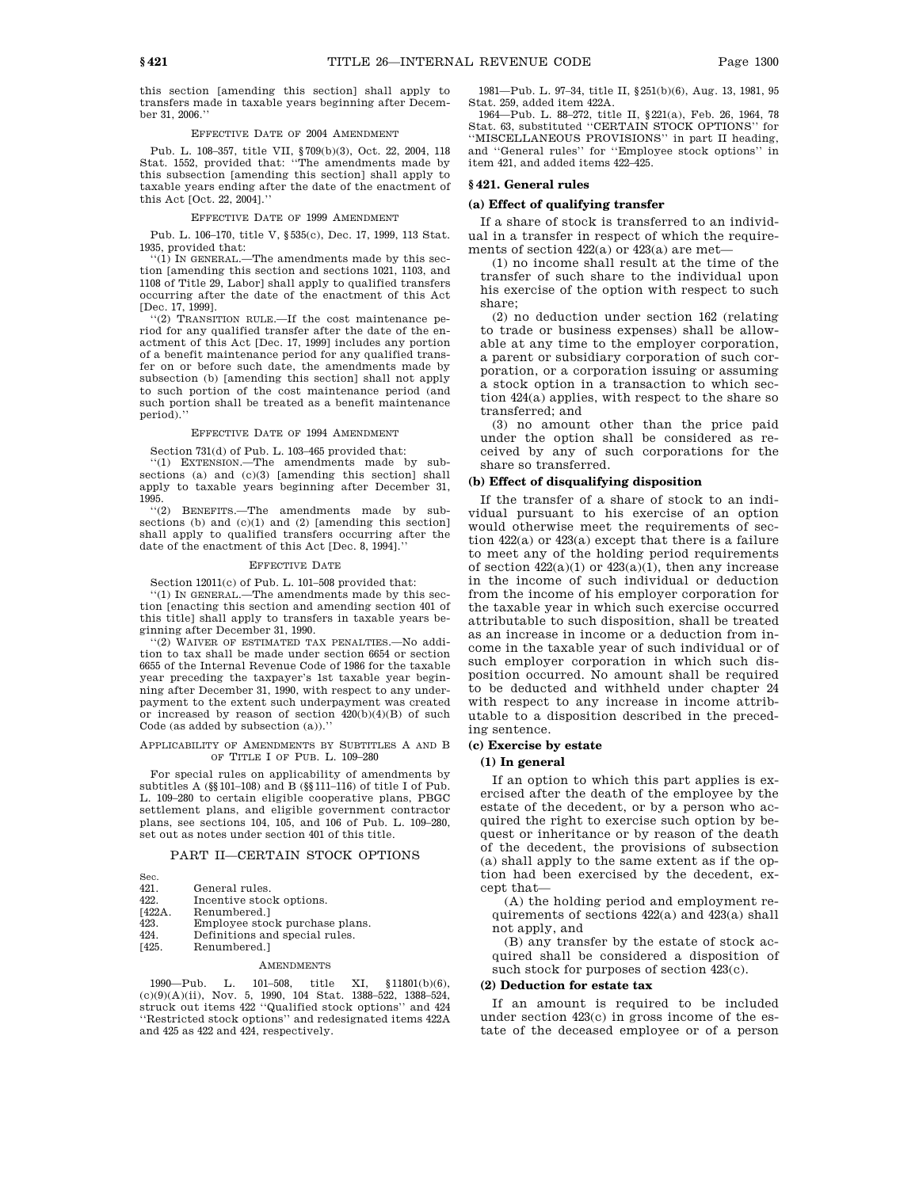this section [amending this section] shall apply to transfers made in taxable years beginning after December 31, 2006.''

EFFECTIVE DATE OF 2004 AMENDMENT

Pub. L. 108–357, title VII, §709(b)(3), Oct. 22, 2004, 118 Stat. 1552, provided that: ''The amendments made by this subsection [amending this section] shall apply to taxable years ending after the date of the enactment of this Act [Oct. 22, 2004].''

EFFECTIVE DATE OF 1999 AMENDMENT

Pub. L. 106–170, title V, §535(c), Dec. 17, 1999, 113 Stat. 1935, provided that:

''(1) IN GENERAL.—The amendments made by this section [amending this section and sections 1021, 1103, and 1108 of Title 29, Labor] shall apply to qualified transfers occurring after the date of the enactment of this Act [Dec. 17, 1999].

''(2) TRANSITION RULE.—If the cost maintenance period for any qualified transfer after the date of the enactment of this Act [Dec. 17, 1999] includes any portion of a benefit maintenance period for any qualified transfer on or before such date, the amendments made by subsection (b) [amending this section] shall not apply to such portion of the cost maintenance period (and such portion shall be treated as a benefit maintenance period).''

EFFECTIVE DATE OF 1994 AMENDMENT

Section 731(d) of Pub. L. 103–465 provided that:

''(1) EXTENSION.—The amendments made by subsections (a) and (c)(3) [amending this section] shall apply to taxable years beginning after December 31, 1995.

''(2) BENEFITS.—The amendments made by subsections (b) and (c)(1) and (2) [amending this section] shall apply to qualified transfers occurring after the date of the enactment of this Act [Dec. 8, 1994].''

EFFECTIVE DATE

Section 12011(c) of Pub. L. 101–508 provided that:

''(1) IN GENERAL.—The amendments made by this section [enacting this section and amending section 401 of this title] shall apply to transfers in taxable years beginning after December 31, 1990.

''(2) WAIVER OF ESTIMATED TAX PENALTIES.—No addition to tax shall be made under section 6654 or section 6655 of the Internal Revenue Code of 1986 for the taxable year preceding the taxpayer's 1st taxable year beginning after December 31, 1990, with respect to any underpayment to the extent such underpayment was created or increased by reason of section 420(b)(4)(B) of such Code (as added by subsection (a)).''

APPLICABILITY OF AMENDMENTS BY SUBTITLES A AND B OF TITLE I OF PUB. L. 109–280

For special rules on applicability of amendments by subtitles A (§§101–108) and B (§§111–116) of title I of Pub. L. 109–280 to certain eligible cooperative plans, PBGC settlement plans, and eligible government contractor plans, see sections 104, 105, and 106 of Pub. L. 109–280, set out as notes under section 401 of this title.

## PART II—CERTAIN STOCK OPTIONS

| Sec. | |
|---|---|
| 421. | General rules. |
| 422. | Incentive stock options. |
| [422A. | Renumbered.] |
| 423. | Employee stock purchase plans. |
| 424. | Definitions and special rules. |
| [425. | Renumbered.] |

AMENDMENTS

1990—Pub. L. 101–508, title XI, §11801(b)(6), (c)(9)(A)(ii), Nov. 5, 1990, 104 Stat. 1388–522, 1388–524, struck out items 422 ''Qualified stock options'' and 424 ''Restricted stock options'' and redesignated items 422A and 425 as 422 and 424, respectively.

1981—Pub. L. 97–34, title II, §251(b)(6), Aug. 13, 1981, 95 Stat. 259, added item 422A.

1964—Pub. L. 88–272, title II, §221(a), Feb. 26, 1964, 78 Stat. 63, substituted ''CERTAIN STOCK OPTIONS'' for ''MISCELLANEOUS PROVISIONS'' in part II heading, and ''General rules'' for ''Employee stock options'' in item 421, and added items 422–425.

### §421. General rules

**(a) Effect of qualifying transfer**

If a share of stock is transferred to an individual in a transfer in respect of which the requirements of section 422(a) or 423(a) are met—

(1) no income shall result at the time of the transfer of such share to the individual upon his exercise of the option with respect to such share;

(2) no deduction under section 162 (relating to trade or business expenses) shall be allowable at any time to the employer corporation, a parent or subsidiary corporation of such corporation, or a corporation issuing or assuming a stock option in a transaction to which section 424(a) applies, with respect to the share so transferred; and

(3) no amount other than the price paid under the option shall be considered as received by any of such corporations for the share so transferred.

**(b) Effect of disqualifying disposition**

If the transfer of a share of stock to an individual pursuant to his exercise of an option would otherwise meet the requirements of section 422(a) or 423(a) except that there is a failure to meet any of the holding period requirements of section 422(a)(1) or 423(a)(1), then any increase in the income of such individual or deduction from the income of his employer corporation for the taxable year in which such exercise occurred attributable to such disposition, shall be treated as an increase in income or a deduction from income in the taxable year of such individual or of such employer corporation in which such disposition occurred. No amount shall be required to be deducted and withheld under chapter 24 with respect to any increase in income attributable to a disposition described in the preceding sentence.

**(c) Exercise by estate**

**(1) In general**

If an option to which this part applies is exercised after the death of the employee by the estate of the decedent, or by a person who acquired the right to exercise such option by bequest or inheritance or by reason of the death of the decedent, the provisions of subsection (a) shall apply to the same extent as if the option had been exercised by the decedent, except that—

(A) the holding period and employment requirements of sections 422(a) and 423(a) shall not apply, and

(B) any transfer by the estate of stock acquired shall be considered a disposition of such stock for purposes of section 423(c).

**(2) Deduction for estate tax**

If an amount is required to be included under section 423(c) in gross income of the estate of the deceased employee or of a person